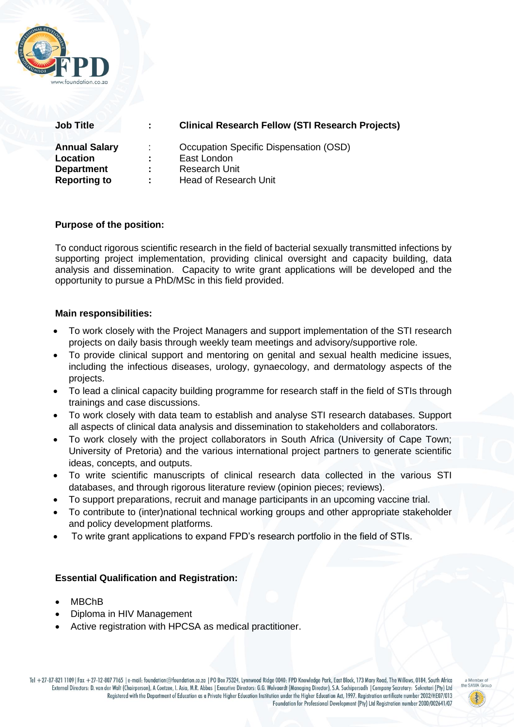| | | |
|---|---|---|
| **Job Title** | **:** | **Clinical Research Fellow (STI Research Projects)** |
| **Annual Salary** | : | Occupation Specific Dispensation (OSD) |
| **Location** | **:** | East London |
| **Department** | **:** | Research Unit |
| **Reporting to** | **:** | Head of Research Unit |

**Purpose of the position:**

To conduct rigorous scientific research in the field of bacterial sexually transmitted infections by supporting project implementation, providing clinical oversight and capacity building, data analysis and dissemination. Capacity to write grant applications will be developed and the opportunity to pursue a PhD/MSc in this field provided.

**Main responsibilities:**

- To work closely with the Project Managers and support implementation of the STI research projects on daily basis through weekly team meetings and advisory/supportive role.
- To provide clinical support and mentoring on genital and sexual health medicine issues, including the infectious diseases, urology, gynaecology, and dermatology aspects of the projects.
- To lead a clinical capacity building programme for research staff in the field of STIs through trainings and case discussions.
- To work closely with data team to establish and analyse STI research databases. Support all aspects of clinical data analysis and dissemination to stakeholders and collaborators.
- To work closely with the project collaborators in South Africa (University of Cape Town; University of Pretoria) and the various international project partners to generate scientific ideas, concepts, and outputs.
- To write scientific manuscripts of clinical research data collected in the various STI databases, and through rigorous literature review (opinion pieces; reviews).
- To support preparations, recruit and manage participants in an upcoming vaccine trial.
- To contribute to (inter)national technical working groups and other appropriate stakeholder and policy development platforms.
- To write grant applications to expand FPD's research portfolio in the field of STIs.

**Essential Qualification and Registration:**

- MBChB
- Diploma in HIV Management
- Active registration with HPCSA as medical practitioner.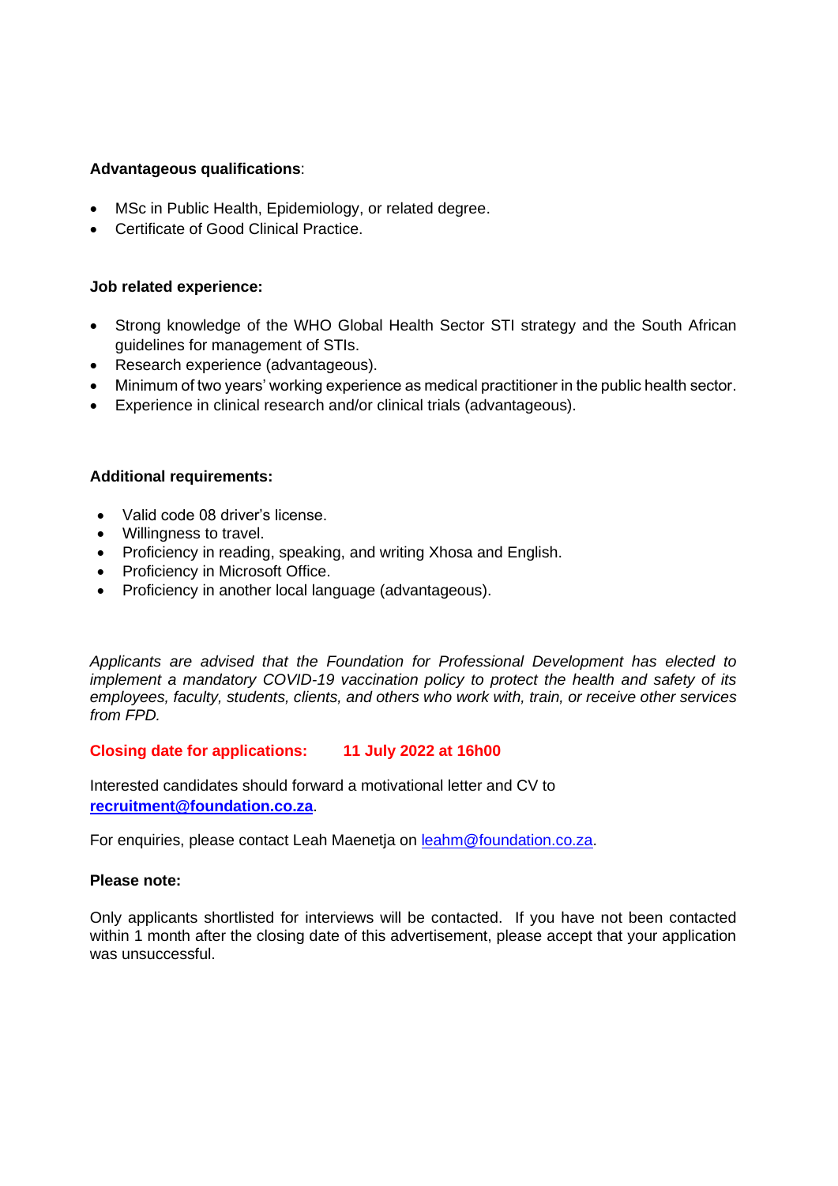**Advantageous qualifications**:

- MSc in Public Health, Epidemiology, or related degree.
- Certificate of Good Clinical Practice.

**Job related experience:**

- Strong knowledge of the WHO Global Health Sector STI strategy and the South African guidelines for management of STIs.
- Research experience (advantageous).
- Minimum of two years' working experience as medical practitioner in the public health sector.
- Experience in clinical research and/or clinical trials (advantageous).

**Additional requirements:**

- Valid code 08 driver's license.
- Willingness to travel.
- Proficiency in reading, speaking, and writing Xhosa and English.
- Proficiency in Microsoft Office.
- Proficiency in another local language (advantageous).

*Applicants are advised that the Foundation for Professional Development has elected to implement a mandatory COVID-19 vaccination policy to protect the health and safety of its employees, faculty, students, clients, and others who work with, train, or receive other services from FPD.*

**Closing date for applications: 11 July 2022 at 16h00**

Interested candidates should forward a motivational letter and CV to **recruitment@foundation.co.za**.

For enquiries, please contact Leah Maenetja on leahm@foundation.co.za.

**Please note:**

Only applicants shortlisted for interviews will be contacted. If you have not been contacted within 1 month after the closing date of this advertisement, please accept that your application was unsuccessful.